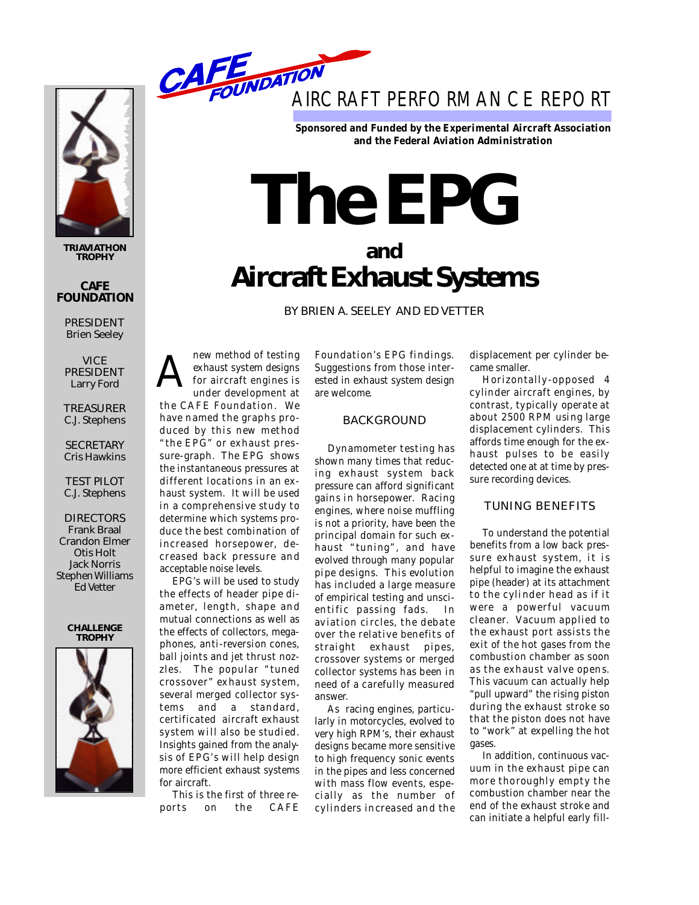CAFE FOUNDATION

AIRCRAFT PERFORMANCE REPORT

**Sponsored and Funded by the Experimental Aircraft Association and the Federal Aviation Administration**

# The EPG
## and
# Aircraft Exhaust Systems

BY BRIEN A. SEELEY AND ED VETTER

TRIAVIATHON TROPHY

**CAFE FOUNDATION**

PRESIDENT
Brien Seeley

VICE PRESIDENT
Larry Ford

TREASURER
C.J. Stephens

SECRETARY
Cris Hawkins

TEST PILOT
C.J. Stephens

DIRECTORS
Frank Braal
Crandon Elmer
Otis Holt
Jack Norris
Stephen Williams
Ed Vetter

CHALLENGE TROPHY

A new method of testing exhaust system designs for aircraft engines is under development at the CAFE Foundation. We have named the graphs produced by this new method "the EPG" or exhaust pressure-graph. The EPG shows the instantaneous pressures at different locations in an exhaust system. It will be used in a comprehensive study to determine which systems produce the best combination of increased horsepower, decreased back pressure and acceptable noise levels.

EPG's will be used to study the effects of header pipe diameter, length, shape and mutual connections as well as the effects of collectors, megaphones, anti-reversion cones, ball joints and jet thrust nozzles. The popular "tuned crossover" exhaust system, several merged collector systems and a standard, certificated aircraft exhaust system will also be studied. Insights gained from the analysis of EPG's will help design more efficient exhaust systems for aircraft.

This is the first of three reports on the CAFE Foundation's EPG findings. Suggestions from those interested in exhaust system design are welcome.

## BACKGROUND

Dynamometer testing has shown many times that reducing exhaust system back pressure can afford significant gains in horsepower. Racing engines, where noise muffling is not a priority, have been the principal domain for such exhaust "tuning", and have evolved through many popular pipe designs. This evolution has included a large measure of empirical testing and unscientific passing fads. In aviation circles, the debate over the relative benefits of straight exhaust pipes, crossover systems or merged collector systems has been in need of a carefully measured answer.

As racing engines, particularly in motorcycles, evolved to very high RPM's, their exhaust designs became more sensitive to high frequency sonic events in the pipes and less concerned with mass flow events, especially as the number of cylinders increased and the displacement per cylinder became smaller.

Horizontally-opposed 4 cylinder aircraft engines, by contrast, typically operate at about 2500 RPM using large displacement cylinders. This affords time enough for the exhaust pulses to be easily detected one at at time by pressure recording devices.

## TUNING BENEFITS

To understand the potential benefits from a low back pressure exhaust system, it is helpful to imagine the exhaust pipe (header) at its attachment to the cylinder head as if it were a powerful vacuum cleaner. Vacuum applied to the exhaust port assists the exit of the hot gases from the combustion chamber as soon as the exhaust valve opens. This vacuum can actually help "pull upward" the rising piston during the exhaust stroke so that the piston does not have to "work" at expelling the hot gases.

In addition, continuous vacuum in the exhaust pipe can more thoroughly empty the combustion chamber near the end of the exhaust stroke and can initiate a helpful early fill-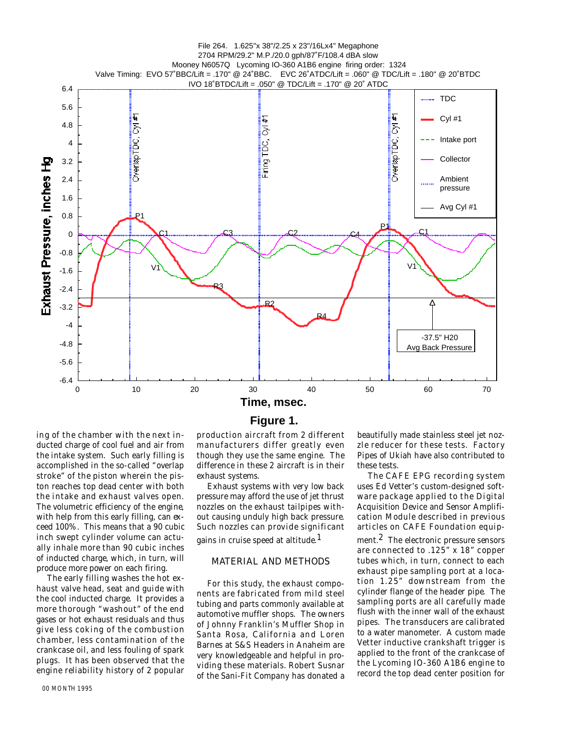File 264. 1.625"x 38"/2.25 x 23"/16Lx4" Megaphone
2704 RPM/29.2" M.P./20.0 gph/87˚F/108.4 dBA slow
Mooney N6057Q Lycoming IO-360 A1B6 engine firing order: 1324
Valve Timing: EVO 57˚BBC/Lift = .170" @ 24˚BBC. EVC 26˚ATDC/Lift = .060" @ TDC/Lift = .180" @ 20˚BTDC
IVO 18˚BTDC/Lift = .050" @ TDC/Lift = .170" @ 20˚ ATDC

**Figure 1.**

ing of the chamber with the next inducted charge of cool fuel and air from the intake system. Such early filling is accomplished in the so-called "overlap stroke" of the piston wherein the piston reaches top dead center with both the intake and exhaust valves open. The volumetric efficiency of the engine, with help from this early filling, can exceed 100%. This means that a 90 cubic inch swept cylinder volume can actually inhale more than 90 cubic inches of inducted charge, which, in turn, will produce more power on each firing.

The early filling washes the hot exhaust valve head, seat and guide with the cool inducted charge. It provides a more thorough "washout" of the end gases or hot exhaust residuals and thus give less coking of the combustion chamber, less contamination of the crankcase oil, and less fouling of spark plugs. It has been observed that the engine reliability history of 2 popular production aircraft from 2 different manufacturers differ greatly even though they use the same engine. The difference in these 2 aircraft is in their exhaust systems.

Exhaust systems with very low back pressure may afford the use of jet thrust nozzles on the exhaust tailpipes without causing unduly high back pressure. Such nozzles can provide significant gains in cruise speed at altitude.[1]

## MATERIAL AND METHODS

For this study, the exhaust components are fabricated from mild steel tubing and parts commonly available at automotive muffler shops. The owners of Johnny Franklin's Muffler Shop in Santa Rosa, California and Loren Barnes at S&S Headers in Anaheim are very knowledgeable and helpful in providing these materials. Robert Susnar of the Sani-Fit Company has donated a beautifully made stainless steel jet nozzle reducer for these tests. Factory Pipes of Ukiah have also contributed to these tests.

The CAFE EPG recording system uses Ed Vetter's custom-designed software package applied to the Digital Acquisition Device and Sensor Amplification Module described in previous articles on CAFE Foundation equipment.[2] The electronic pressure sensors are connected to .125" x 18" copper tubes which, in turn, connect to each exhaust pipe sampling port at a location 1.25" downstream from the cylinder flange of the header pipe. The sampling ports are all carefully made flush with the inner wall of the exhaust pipes. The transducers are calibrated to a water manometer. A custom made Vetter inductive crankshaft trigger is applied to the front of the crankcase of the Lycoming IO-360 A1B6 engine to record the top dead center position for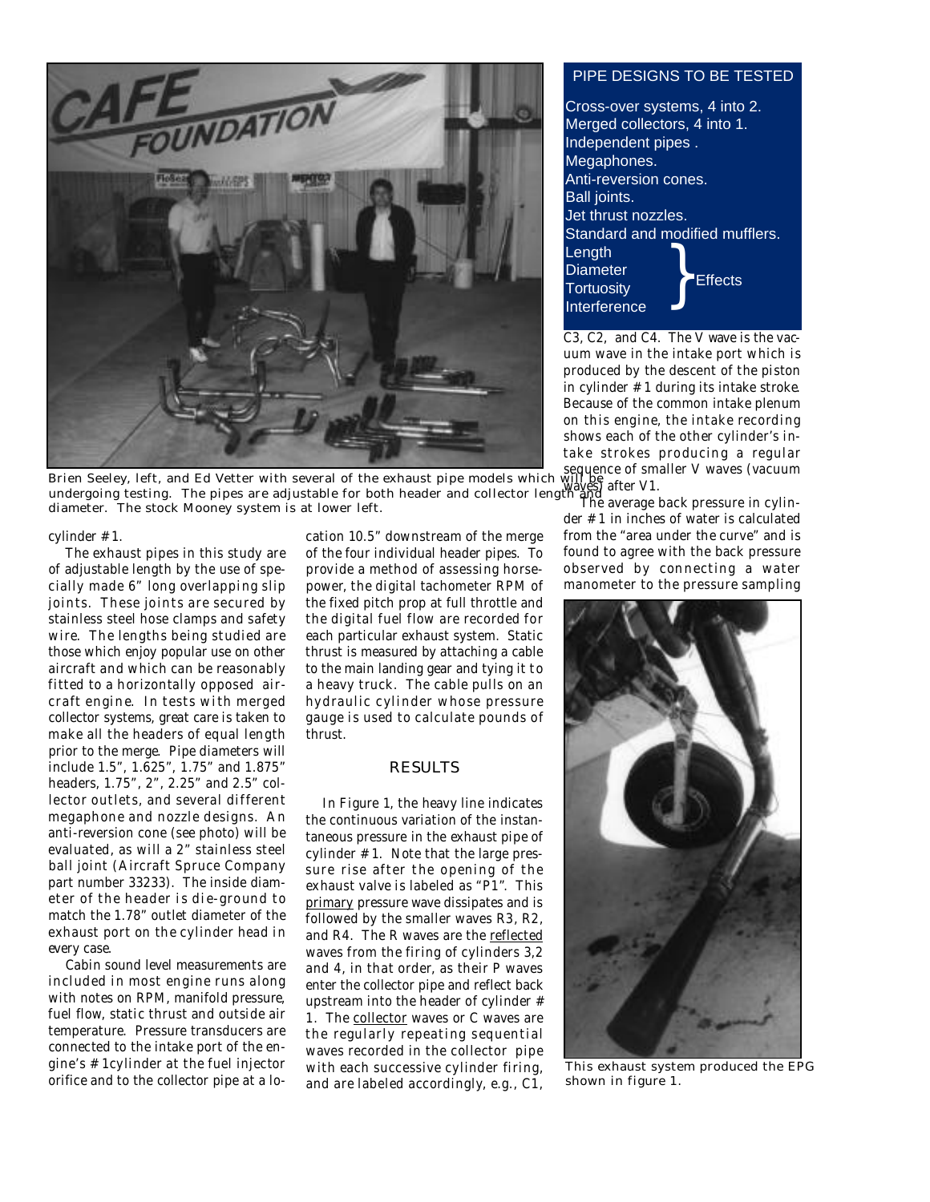Brien Seeley, left, and Ed Vetter with several of the exhaust pipe models which will be undergoing testing. The pipes are adjustable for both header and collector length and diameter. The stock Mooney system is at lower left.

## PIPE DESIGNS TO BE TESTED

Cross-over systems, 4 into 2.
Merged collectors, 4 into 1.
Independent pipes .
Megaphones.
Anti-reversion cones.
Ball joints.
Jet thrust nozzles.
Standard and modified mufflers.

Length, Diameter, Tortuosity, Interference } Effects

cylinder # 1.

The exhaust pipes in this study are of adjustable length by the use of specially made 6" long overlapping slip joints. These joints are secured by stainless steel hose clamps and safety wire. The lengths being studied are those which enjoy popular use on other aircraft and which can be reasonably fitted to a horizontally opposed aircraft engine. In tests with merged collector systems, great care is taken to make all the headers of equal length prior to the merge. Pipe diameters will include 1.5", 1.625", 1.75" and 1.875" headers, 1.75", 2", 2.25" and 2.5" collector outlets, and several different megaphone and nozzle designs. An anti-reversion cone (see photo) will be evaluated, as will a 2" stainless steel ball joint (Aircraft Spruce Company part number 33233). The inside diameter of the header is die-ground to match the 1.78" outlet diameter of the exhaust port on the cylinder head in every case.

Cabin sound level measurements are included in most engine runs along with notes on RPM, manifold pressure, fuel flow, static thrust and outside air temperature. Pressure transducers are connected to the intake port of the engine's # 1cylinder at the fuel injector orifice and to the collector pipe at a location 10.5" downstream of the merge of the four individual header pipes. To provide a method of assessing horsepower, the digital tachometer RPM of the fixed pitch prop at full throttle and the digital fuel flow are recorded for each particular exhaust system. Static thrust is measured by attaching a cable to the main landing gear and tying it to a heavy truck. The cable pulls on an hydraulic cylinder whose pressure gauge is used to calculate pounds of thrust.

## RESULTS

In Figure 1, the heavy line indicates the continuous variation of the instantaneous pressure in the exhaust pipe of cylinder # 1. Note that the large pressure rise after the opening of the exhaust valve is labeled as "P1". This primary pressure wave dissipates and is followed by the smaller waves R3, R2, and R4. The R waves are the reflected waves from the firing of cylinders 3,2 and 4, in that order, as their P waves enter the collector pipe and reflect back upstream into the header of cylinder # 1. The collector waves or C waves are the regularly repeating sequential waves recorded in the collector pipe with each successive cylinder firing, and are labeled accordingly, e.g., C1, C3, C2, and C4. The V wave is the vacuum wave in the intake port which is produced by the descent of the piston in cylinder # 1 during its intake stroke. Because of the common intake plenum on this engine, the intake recording shows each of the other cylinder's intake strokes producing a regular sequence of smaller V waves (vacuum waves) after V1.

The average back pressure in cylinder # 1 in inches of water is calculated from the "area under the curve" and is found to agree with the back pressure observed by connecting a water manometer to the pressure sampling

This exhaust system produced the EPG shown in figure 1.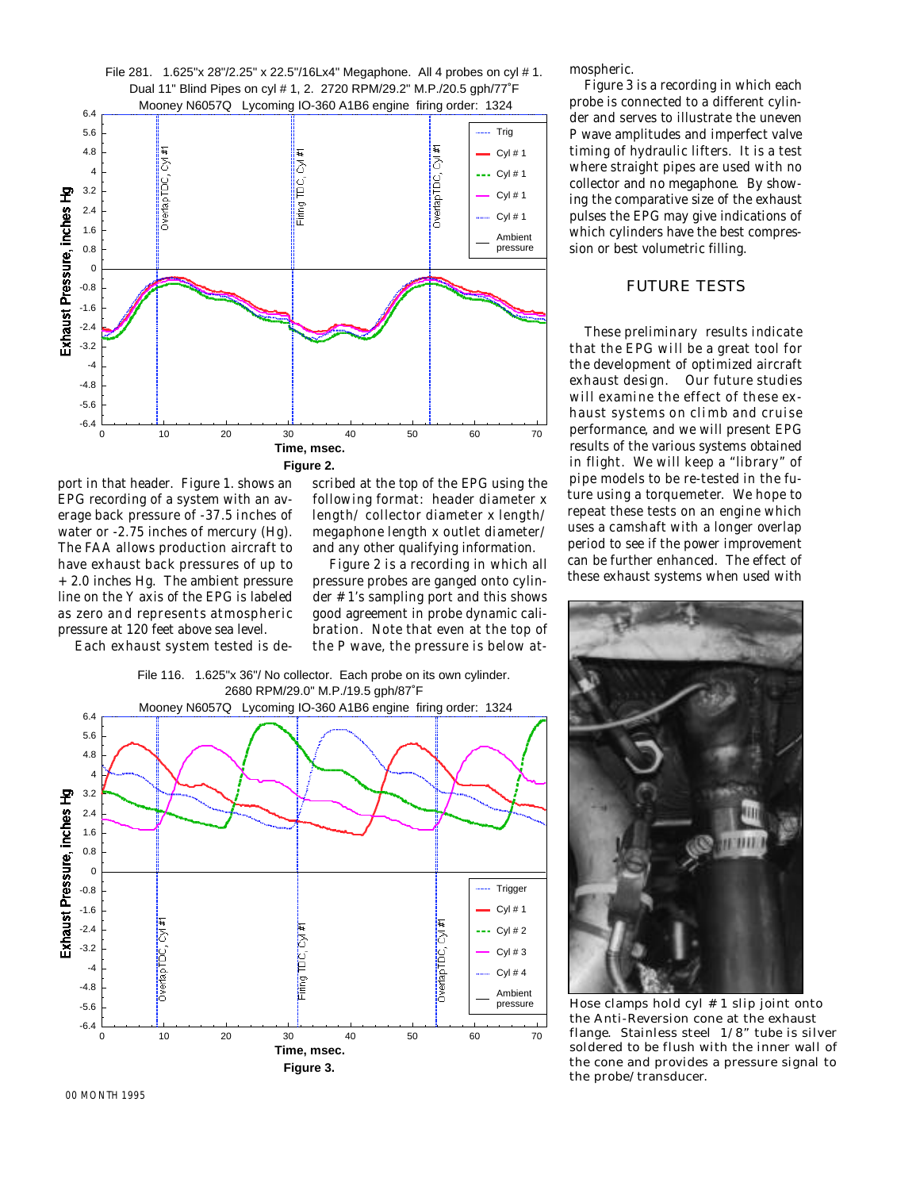File 281. 1.625"x 28"/2.25" x 22.5"/16Lx4" Megaphone. All 4 probes on cyl # 1. Dual 11" Blind Pipes on cyl # 1, 2. 2720 RPM/29.2" M.P./20.5 gph/77˚F
Mooney N6057Q Lycoming IO-360 A1B6 engine firing order: 1324

**Figure 2.**

port in that header. Figure 1. shows an EPG recording of a system with an average exhaust back pressure of -37.5 inches of water or -2.75 inches of mercury (Hg). The FAA allows production aircraft to have exhaust back pressures of up to + 2.0 inches Hg. The ambient pressure line on the Y axis of the EPG is labeled as zero and represents atmospheric pressure at 120 feet above sea level.

Each exhaust system tested is described at the top of the EPG using the following format: header diameter x length/ collector diameter x length/ megaphone length x outlet diameter/ and any other qualifying information.

Figure 2 is a recording in which all pressure probes are ganged onto cylinder # 1's sampling port and this shows good agreement in probe dynamic calibration. Note that even at the top of the P wave, the pressure is below atmospheric.

Figure 3 is a recording in which each probe is connected to a different cylinder and serves to illustrate the uneven P wave amplitudes and imperfect valve timing of hydraulic lifters. It is a test where straight pipes are used with no collector and no megaphone. By showing the comparative size of the exhaust pulses the EPG may give indications of which cylinders have the best compression or best volumetric filling.

File 116. 1.625"x 36"/ No collector. Each probe on its own cylinder. 2680 RPM/29.0" M.P./19.5 gph/87˚F
Mooney N6057Q Lycoming IO-360 A1B6 engine firing order: 1324

**Figure 3.**

## FUTURE TESTS

These preliminary results indicate that the EPG will be a great tool for the development of optimized aircraft exhaust design. Our future studies will examine the effect of these exhaust systems on climb and cruise performance, and we will present EPG results of the various systems obtained in flight. We will keep a "library" of pipe models to be re-tested in the future using a torquemeter. We hope to repeat these tests on an engine which uses a camshaft with a longer overlap period to see if the power improvement can be further enhanced. The effect of these exhaust systems when used with

Hose clamps hold cyl # 1 slip joint onto the Anti-Reversion cone at the exhaust flange. Stainless steel 1/8" tube is silver soldered to be flush with the inner wall of the cone and provides a pressure signal to the probe/transducer.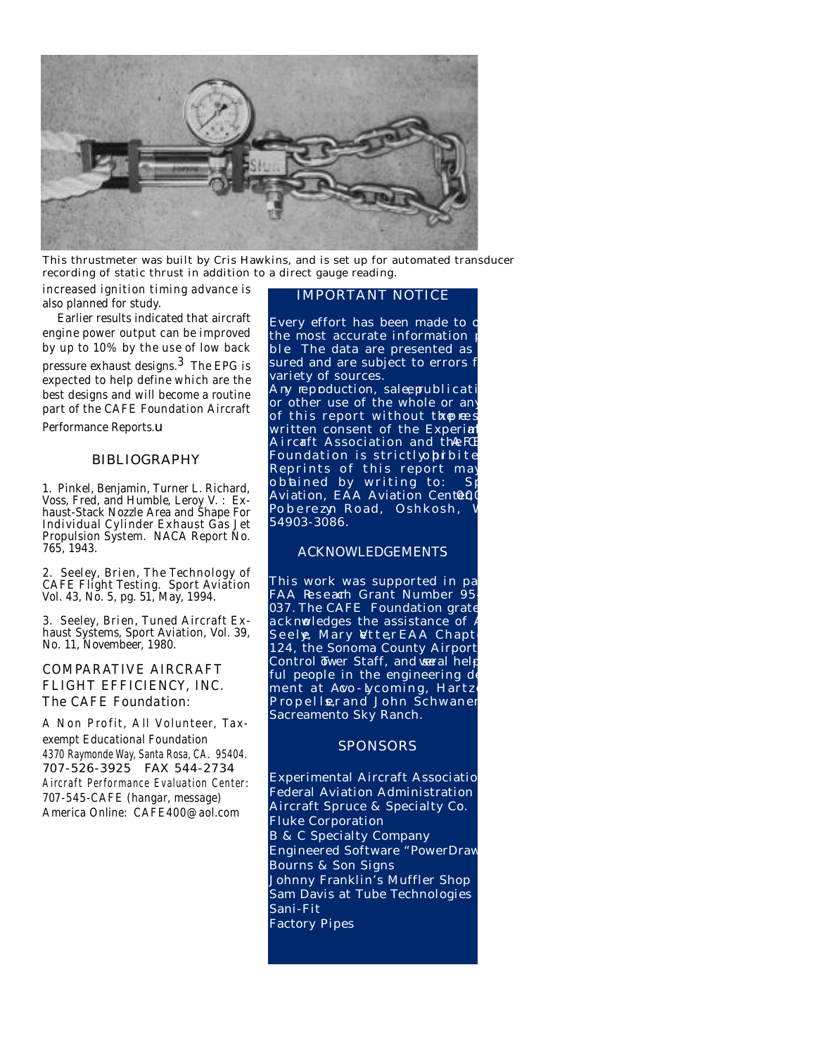This thrustmeter was built by Cris Hawkins, and is set up for automated transducer recording of static thrust in addition to a direct gauge reading.

increased ignition timing advance is also planned for study.

Earlier results indicated that aircraft engine power output can be improved by up to 10% by the use of low back pressure exhaust designs.[3] The EPG is expected to help define which are the best designs and will become a routine part of the CAFE Foundation Aircraft Performance Reports.

## BIBLIOGRAPHY

1. Pinkel, Benjamin, Turner L. Richard, Voss, Fred, and Humble, Leroy V. : Exhaust-Stack Nozzle Area and Shape For Individual Cylinder Exhaust Gas Jet Propulsion System. NACA Report No. 765, 1943.

2. Seeley, Brien, The Technology of CAFE Flight Testing. Sport Aviation Vol. 43, No. 5, pg. 51, May, 1994.

3. Seeley, Brien, Tuned Aircraft Exhaust Systems, Sport Aviation, Vol. 39, No. 11, Novembeer, 1980.

## COMPARATIVE AIRCRAFT FLIGHT EFFICIENCY, INC.
## The CAFE Foundation:

A Non Profit, All Volunteer, Tax-exempt Educational Foundation
4370 Raymonde Way, Santa Rosa, CA. 95404.
707-526-3925 FAX 544-2734
Aircraft Performance Evaluation Center:
707-545-CAFE (hangar, message)
America Online: CAFE400@aol.com

## IMPORTANT NOTICE

Every effort has been made to o the most accurate information p ble The data are presented as sured and are subject to errors f variety of sources.
Any reproduction, sale, publicati or other use of the whole or any of this report without the expres written consent of the Experim Aircraft Association and the CAFE Foundation is strictly prohibite Reprints of this report may obtained by writing to: Sp Aviation, EAA Aviation Center, 00 Poberezny Road, Oshkosh, W 54903-3086.

## ACKNOWLEDGEMENTS

This work was supported in pa FAA Research Grant Number 95- 037. The CAFE Foundation grate acknowledges the assistance of A Seeley, Mary Vetter, EAA Chapte 124, the Sonoma County Airport Control Tower Staff, and several help ful people in the engineering de ment at Avco-Lycoming, Hartz Propeller, and John Schwaner Sacreamento Sky Ranch.

## SPONSORS

Experimental Aircraft Associatio
Federal Aviation Administration
Aircraft Spruce & Specialty Co.
Fluke Corporation
B & C Specialty Company
Engineered Software "PowerDraw
Bourns & Son Signs
Johnny Franklin's Muffler Shop
Sam Davis at Tube Technologies
Sani-Fit
Factory Pipes